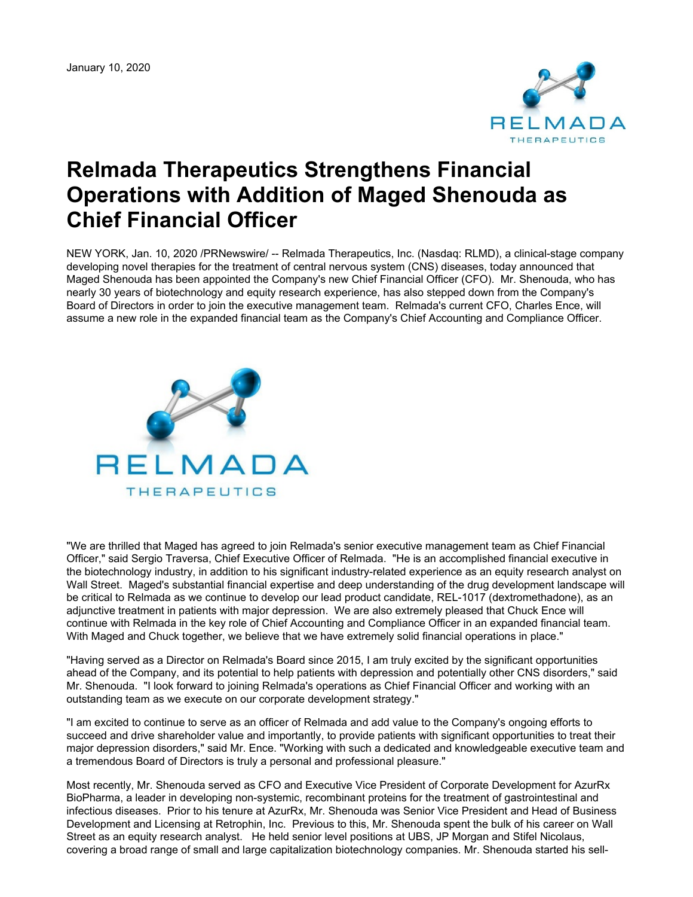January 10, 2020

# Relmada Therapeutics Strengthens Financial Operations with Addition of Maged Shenouda as Chief Financial Officer

NEW YORK, Jan. 10, 2020 /PRNewswire/ -- Relmada Therapeutics, Inc. (Nasdaq: RLMD), a clinical-stage company developing novel therapies for the treatment of central nervous system (CNS) diseases, today announced that Maged Shenouda has been appointed the Company's new Chief Financial Officer (CFO). Mr. Shenouda, who has nearly 30 years of biotechnology and equity research experience, has also stepped down from the Company's Board of Directors in order to join the executive management team. Relmada's current CFO, Charles Ence, will assume a new role in the expanded financial team as the Company's Chief Accounting and Compliance Officer.

"We are thrilled that Maged has agreed to join Relmada's senior executive management team as Chief Financial Officer," said Sergio Traversa, Chief Executive Officer of Relmada. "He is an accomplished financial executive in the biotechnology industry, in addition to his significant industry-related experience as an equity research analyst on Wall Street. Maged's substantial financial expertise and deep understanding of the drug development landscape will be critical to Relmada as we continue to develop our lead product candidate, REL-1017 (dextromethadone), as an adjunctive treatment in patients with major depression. We are also extremely pleased that Chuck Ence will continue with Relmada in the key role of Chief Accounting and Compliance Officer in an expanded financial team. With Maged and Chuck together, we believe that we have extremely solid financial operations in place."

"Having served as a Director on Relmada's Board since 2015, I am truly excited by the significant opportunities ahead of the Company, and its potential to help patients with depression and potentially other CNS disorders," said Mr. Shenouda. "I look forward to joining Relmada's operations as Chief Financial Officer and working with an outstanding team as we execute on our corporate development strategy."

"I am excited to continue to serve as an officer of Relmada and add value to the Company's ongoing efforts to succeed and drive shareholder value and importantly, to provide patients with significant opportunities to treat their major depression disorders," said Mr. Ence. "Working with such a dedicated and knowledgeable executive team and a tremendous Board of Directors is truly a personal and professional pleasure."

Most recently, Mr. Shenouda served as CFO and Executive Vice President of Corporate Development for AzurRx BioPharma, a leader in developing non-systemic, recombinant proteins for the treatment of gastrointestinal and infectious diseases. Prior to his tenure at AzurRx, Mr. Shenouda was Senior Vice President and Head of Business Development and Licensing at Retrophin, Inc. Previous to this, Mr. Shenouda spent the bulk of his career on Wall Street as an equity research analyst. He held senior level positions at UBS, JP Morgan and Stifel Nicolaus, covering a broad range of small and large capitalization biotechnology companies. Mr. Shenouda started his sell-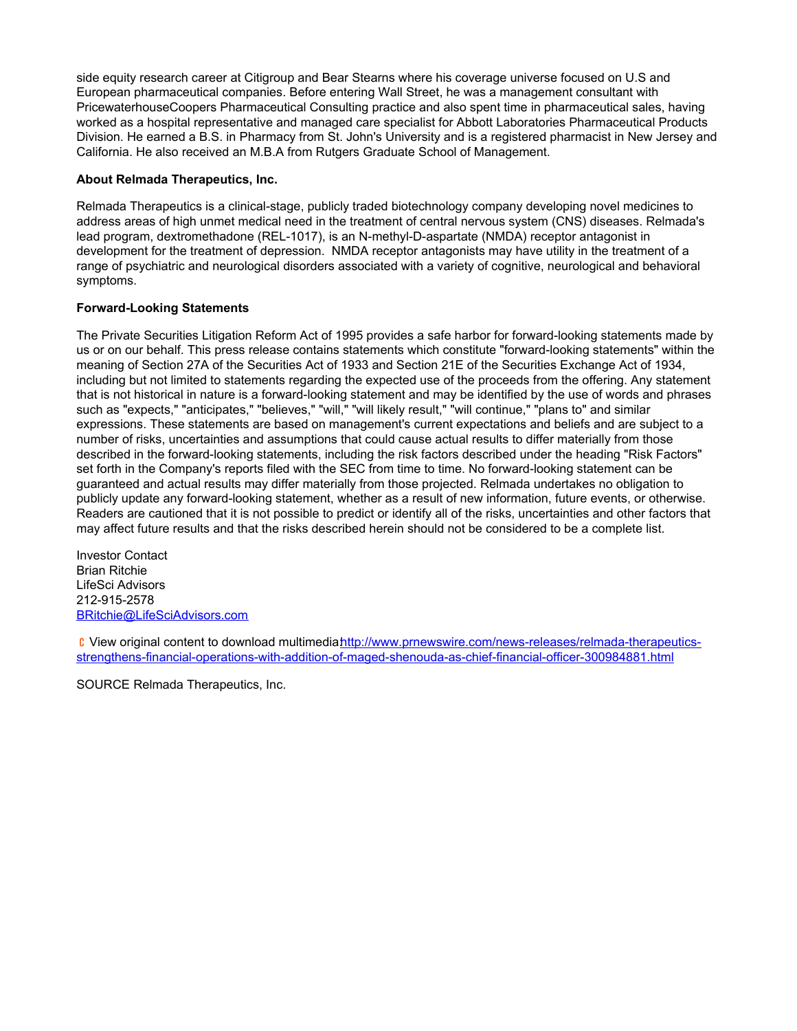side equity research career at Citigroup and Bear Stearns where his coverage universe focused on U.S and European pharmaceutical companies. Before entering Wall Street, he was a management consultant with PricewaterhouseCoopers Pharmaceutical Consulting practice and also spent time in pharmaceutical sales, having worked as a hospital representative and managed care specialist for Abbott Laboratories Pharmaceutical Products Division. He earned a B.S. in Pharmacy from St. John's University and is a registered pharmacist in New Jersey and California. He also received an M.B.A from Rutgers Graduate School of Management.

**About Relmada Therapeutics, Inc.**

Relmada Therapeutics is a clinical-stage, publicly traded biotechnology company developing novel medicines to address areas of high unmet medical need in the treatment of central nervous system (CNS) diseases. Relmada's lead program, dextromethadone (REL-1017), is an N-methyl-D-aspartate (NMDA) receptor antagonist in development for the treatment of depression. NMDA receptor antagonists may have utility in the treatment of a range of psychiatric and neurological disorders associated with a variety of cognitive, neurological and behavioral symptoms.

**Forward-Looking Statements**

The Private Securities Litigation Reform Act of 1995 provides a safe harbor for forward-looking statements made by us or on our behalf. This press release contains statements which constitute "forward-looking statements" within the meaning of Section 27A of the Securities Act of 1933 and Section 21E of the Securities Exchange Act of 1934, including but not limited to statements regarding the expected use of the proceeds from the offering. Any statement that is not historical in nature is a forward-looking statement and may be identified by the use of words and phrases such as "expects," "anticipates," "believes," "will," "will likely result," "will continue," "plans to" and similar expressions. These statements are based on management's current expectations and beliefs and are subject to a number of risks, uncertainties and assumptions that could cause actual results to differ materially from those described in the forward-looking statements, including the risk factors described under the heading "Risk Factors" set forth in the Company's reports filed with the SEC from time to time. No forward-looking statement can be guaranteed and actual results may differ materially from those projected. Relmada undertakes no obligation to publicly update any forward-looking statement, whether as a result of new information, future events, or otherwise. Readers are cautioned that it is not possible to predict or identify all of the risks, uncertainties and other factors that may affect future results and that the risks described herein should not be considered to be a complete list.

Investor Contact
Brian Ritchie
LifeSci Advisors
212-915-2578
BRitchie@LifeSciAdvisors.com

View original content to download multimedia: http://www.prnewswire.com/news-releases/relmada-therapeutics-strengthens-financial-operations-with-addition-of-maged-shenouda-as-chief-financial-officer-300984881.html

SOURCE Relmada Therapeutics, Inc.